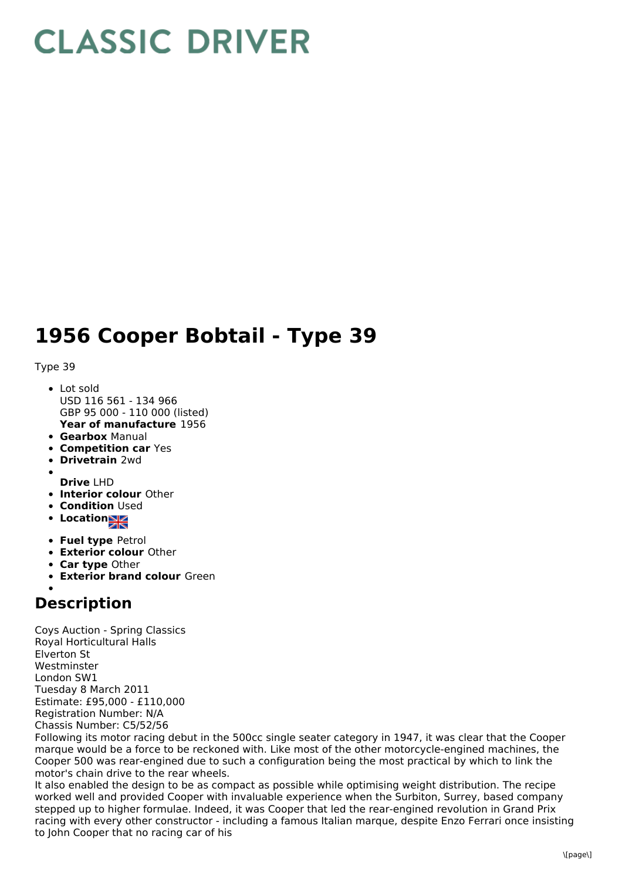# CLASSIC DRIVER

# 1956 Cooper Bobtail - Type 39

Type 39

- Lot sold
  USD 116 561 - 134 966
  GBP 95 000 - 110 000 (listed)
  **Year of manufacture** 1956
- **Gearbox** Manual
- **Competition car** Yes
- **Drivetrain** 2wd
- **Drive** LHD
- **Interior colour** Other
- **Condition** Used
- **Location**
- **Fuel type** Petrol
- **Exterior colour** Other
- **Car type** Other
- **Exterior brand colour** Green

## Description

Coys Auction - Spring Classics
Royal Horticultural Halls
Elverton St
Westminster
London SW1
Tuesday 8 March 2011
Estimate: £95,000 - £110,000
Registration Number: N/A
Chassis Number: C5/52/56
Following its motor racing debut in the 500cc single seater category in 1947, it was clear that the Cooper marque would be a force to be reckoned with. Like most of the other motorcycle-engined machines, the Cooper 500 was rear-engined due to such a configuration being the most practical by which to link the motor's chain drive to the rear wheels.
It also enabled the design to be as compact as possible while optimising weight distribution. The recipe worked well and provided Cooper with invaluable experience when the Surbiton, Surrey, based company stepped up to higher formulae. Indeed, it was Cooper that led the rear-engined revolution in Grand Prix racing with every other constructor - including a famous Italian marque, despite Enzo Ferrari once insisting to John Cooper that no racing car of his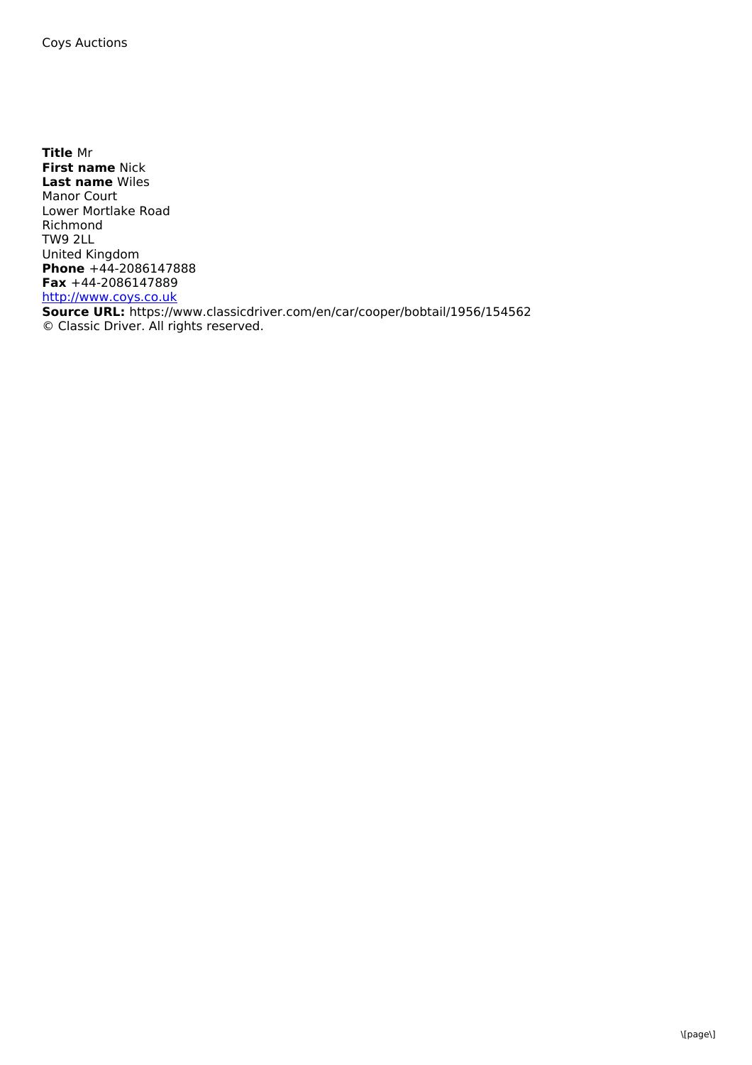Coys Auctions

**Title** Mr
**First name** Nick
**Last name** Wiles
Manor Court
Lower Mortlake Road
Richmond
TW9 2LL
United Kingdom
**Phone** +44-2086147888
**Fax** +44-2086147889
[http://www.coys.co.uk](http://www.coys.co.uk)
**Source URL:** https://www.classicdriver.com/en/car/cooper/bobtail/1956/154562
© Classic Driver. All rights reserved.